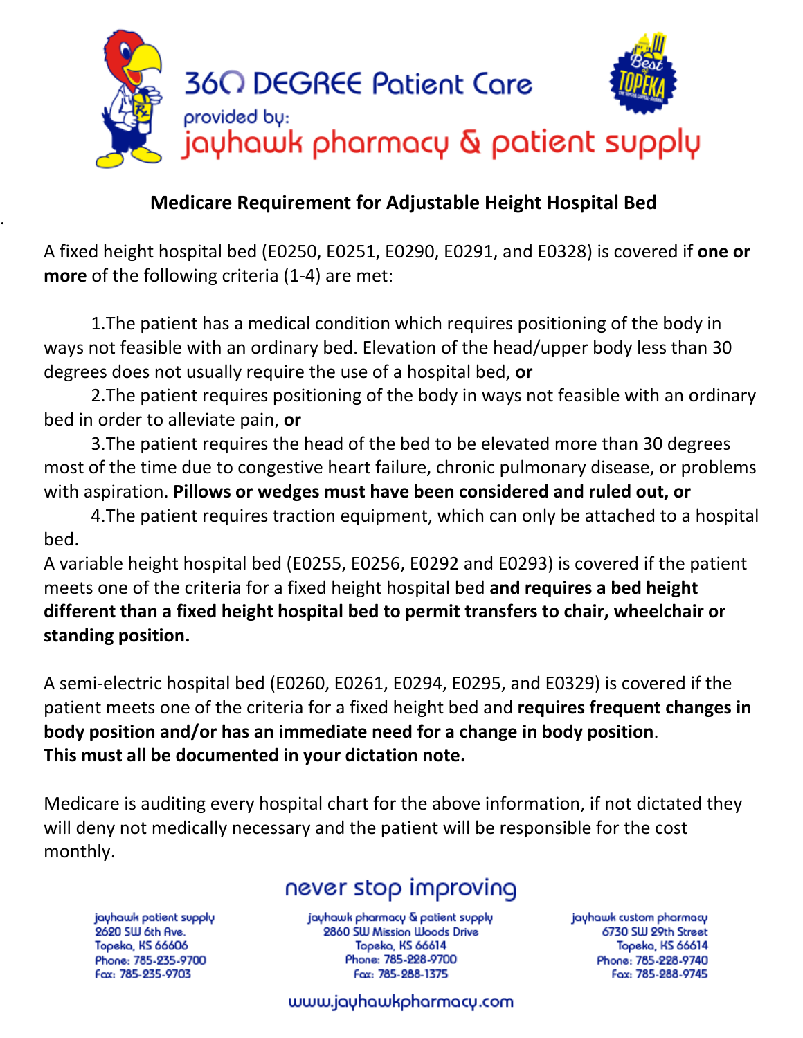360 DEGREE Patient Care

provided by:

jayhawk pharmacy & patient supply

## Medicare Requirement for Adjustable Height Hospital Bed

A fixed height hospital bed (E0250, E0251, E0290, E0291, and E0328) is covered if **one or more** of the following criteria (1-4) are met:

1. The patient has a medical condition which requires positioning of the body in ways not feasible with an ordinary bed. Elevation of the head/upper body less than 30 degrees does not usually require the use of a hospital bed, **or**
2. The patient requires positioning of the body in ways not feasible with an ordinary bed in order to alleviate pain, **or**
3. The patient requires the head of the bed to be elevated more than 30 degrees most of the time due to congestive heart failure, chronic pulmonary disease, or problems with aspiration. **Pillows or wedges must have been considered and ruled out, or**
4. The patient requires traction equipment, which can only be attached to a hospital bed.

A variable height hospital bed (E0255, E0256, E0292 and E0293) is covered if the patient meets one of the criteria for a fixed height hospital bed **and requires a bed height different than a fixed height hospital bed to permit transfers to chair, wheelchair or standing position.**

A semi-electric hospital bed (E0260, E0261, E0294, E0295, and E0329) is covered if the patient meets one of the criteria for a fixed height bed and **requires frequent changes in body position and/or has an immediate need for a change in body position**.
**This must all be documented in your dictation note.**

Medicare is auditing every hospital chart for the above information, if not dictated they will deny not medically necessary and the patient will be responsible for the cost monthly.

never stop improving

jayhawk patient supply
2620 SW 6th Ave.
Topeka, KS 66606
Phone: 785-235-9700
Fax: 785-235-9703

jayhawk pharmacy & patient supply
2860 SW Mission Woods Drive
Topeka, KS 66614
Phone: 785-228-9700
Fax: 785-288-1375

jayhawk custom pharmacy
6730 SW 29th Street
Topeka, KS 66614
Phone: 785-228-9740
Fax: 785-288-9745

www.jayhawkpharmacy.com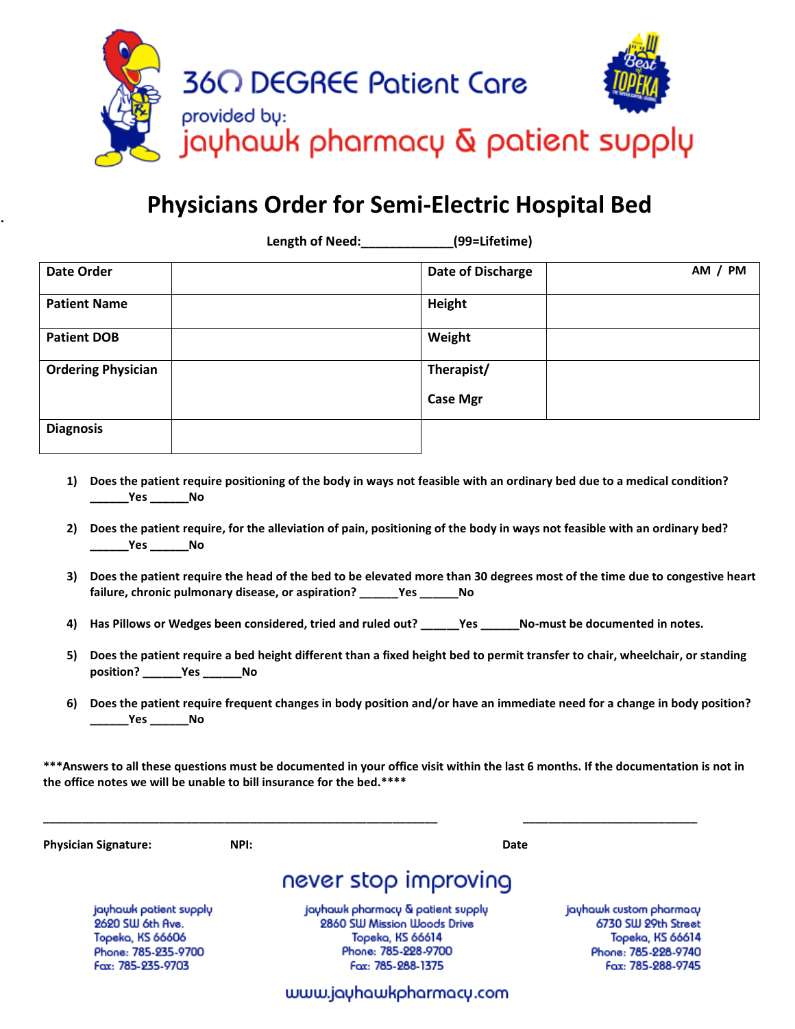360 DEGREE Patient Care

provided by:

jayhawk pharmacy & patient supply

# Physicians Order for Semi-Electric Hospital Bed

**Length of Need:_____________(99=Lifetime)**

| | | | |
|---|---|---|---|
| **Date Order** | | **Date of Discharge** | AM / PM |
| **Patient Name** | | **Height** | |
| **Patient DOB** | | **Weight** | |
| **Ordering Physician** | | **Therapist/ Case Mgr** | |
| **Diagnosis** | | | |

1) **Does the patient require positioning of the body in ways not feasible with an ordinary bed due to a medical condition? ______Yes ______No**

2) **Does the patient require, for the alleviation of pain, positioning of the body in ways not feasible with an ordinary bed? ______Yes ______No**

3) **Does the patient require the head of the bed to be elevated more than 30 degrees most of the time due to congestive heart failure, chronic pulmonary disease, or aspiration? ______Yes ______No**

4) **Has Pillows or Wedges been considered, tried and ruled out? ______Yes ______No-must be documented in notes.**

5) **Does the patient require a bed height different than a fixed height bed to permit transfer to chair, wheelchair, or standing position? ______Yes ______No**

6) **Does the patient require frequent changes in body position and/or have an immediate need for a change in body position? ______Yes ______No**

**\*\*\*Answers to all these questions must be documented in your office visit within the last 6 months. If the documentation is not in the office notes we will be unable to bill insurance for the bed.\*\*\*\***

_______________________________________________ ______________________

**Physician Signature: NPI: Date**

never stop improving

jayhawk patient supply
2620 SW 6th Ave.
Topeka, KS 66606
Phone: 785-235-9700
Fax: 785-235-9703

jayhawk pharmacy & patient supply
2860 SW Mission Woods Drive
Topeka, KS 66614
Phone: 785-228-9700
Fax: 785-288-1375

jayhawk custom pharmacy
6730 SW 29th Street
Topeka, KS 66614
Phone: 785-228-9740
Fax: 785-288-9745

www.jayhawkpharmacy.com